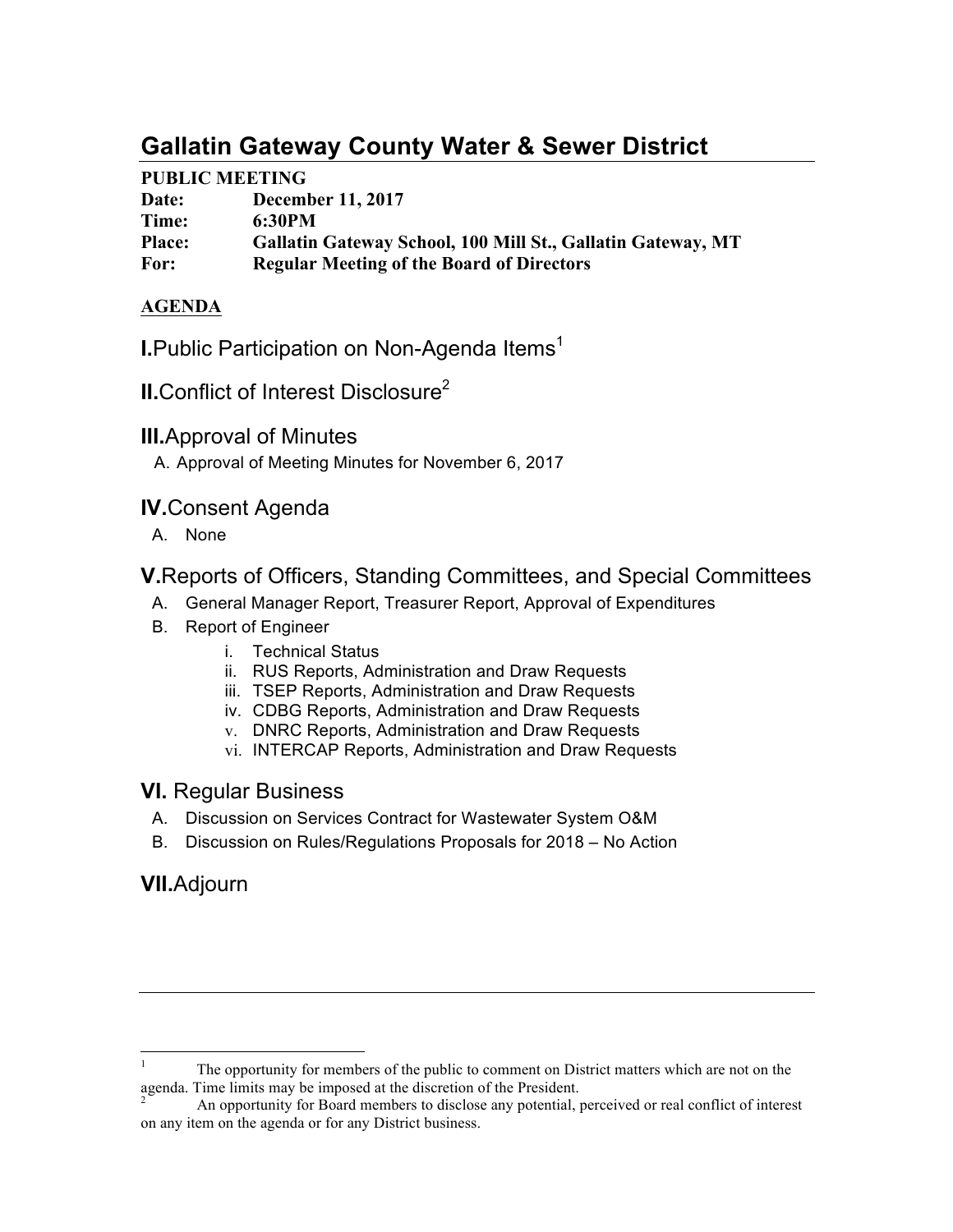# Gallatin Gateway County Water & Sewer District

**PUBLIC MEETING**

**Date:** December 11, 2017
**Time:** 6:30PM
**Place:** Gallatin Gateway School, 100 Mill St., Gallatin Gateway, MT
**For:** Regular Meeting of the Board of Directors

**AGENDA**

## I. Public Participation on Non-Agenda Items[1]

## II. Conflict of Interest Disclosure[2]

## III. Approval of Minutes

A. Approval of Meeting Minutes for November 6, 2017

## IV. Consent Agenda

A. None

## V. Reports of Officers, Standing Committees, and Special Committees

A. General Manager Report, Treasurer Report, Approval of Expenditures
B. Report of Engineer
   i. Technical Status
   ii. RUS Reports, Administration and Draw Requests
   iii. TSEP Reports, Administration and Draw Requests
   iv. CDBG Reports, Administration and Draw Requests
   v. DNRC Reports, Administration and Draw Requests
   vi. INTERCAP Reports, Administration and Draw Requests

## VI. Regular Business

A. Discussion on Services Contract for Wastewater System O&M
B. Discussion on Rules/Regulations Proposals for 2018 – No Action

## VII. Adjourn

---

[1] The opportunity for members of the public to comment on District matters which are not on the agenda. Time limits may be imposed at the discretion of the President.

[2] An opportunity for Board members to disclose any potential, perceived or real conflict of interest on any item on the agenda or for any District business.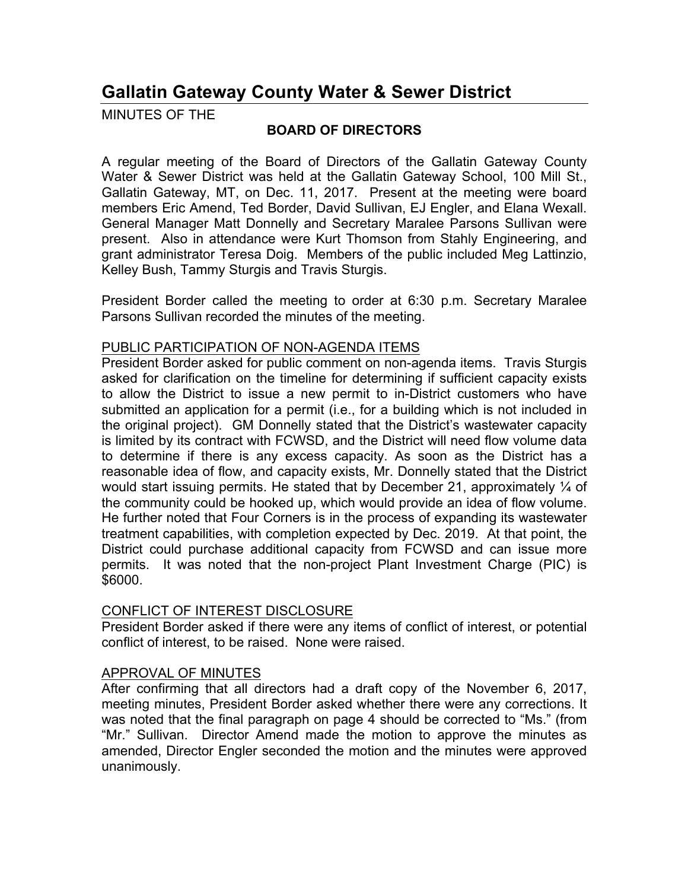# Gallatin Gateway County Water & Sewer District

MINUTES OF THE

**BOARD OF DIRECTORS**

A regular meeting of the Board of Directors of the Gallatin Gateway County Water & Sewer District was held at the Gallatin Gateway School, 100 Mill St., Gallatin Gateway, MT, on Dec. 11, 2017. Present at the meeting were board members Eric Amend, Ted Border, David Sullivan, EJ Engler, and Elana Wexall. General Manager Matt Donnelly and Secretary Maralee Parsons Sullivan were present. Also in attendance were Kurt Thomson from Stahly Engineering, and grant administrator Teresa Doig. Members of the public included Meg Lattinzio, Kelley Bush, Tammy Sturgis and Travis Sturgis.

President Border called the meeting to order at 6:30 p.m. Secretary Maralee Parsons Sullivan recorded the minutes of the meeting.

PUBLIC PARTICIPATION OF NON-AGENDA ITEMS

President Border asked for public comment on non-agenda items. Travis Sturgis asked for clarification on the timeline for determining if sufficient capacity exists to allow the District to issue a new permit to in-District customers who have submitted an application for a permit (i.e., for a building which is not included in the original project). GM Donnelly stated that the District's wastewater capacity is limited by its contract with FCWSD, and the District will need flow volume data to determine if there is any excess capacity. As soon as the District has a reasonable idea of flow, and capacity exists, Mr. Donnelly stated that the District would start issuing permits. He stated that by December 21, approximately ¼ of the community could be hooked up, which would provide an idea of flow volume. He further noted that Four Corners is in the process of expanding its wastewater treatment capabilities, with completion expected by Dec. 2019. At that point, the District could purchase additional capacity from FCWSD and can issue more permits. It was noted that the non-project Plant Investment Charge (PIC) is $6000.

CONFLICT OF INTEREST DISCLOSURE

President Border asked if there were any items of conflict of interest, or potential conflict of interest, to be raised. None were raised.

APPROVAL OF MINUTES

After confirming that all directors had a draft copy of the November 6, 2017, meeting minutes, President Border asked whether there were any corrections. It was noted that the final paragraph on page 4 should be corrected to "Ms." (from "Mr." Sullivan. Director Amend made the motion to approve the minutes as amended, Director Engler seconded the motion and the minutes were approved unanimously.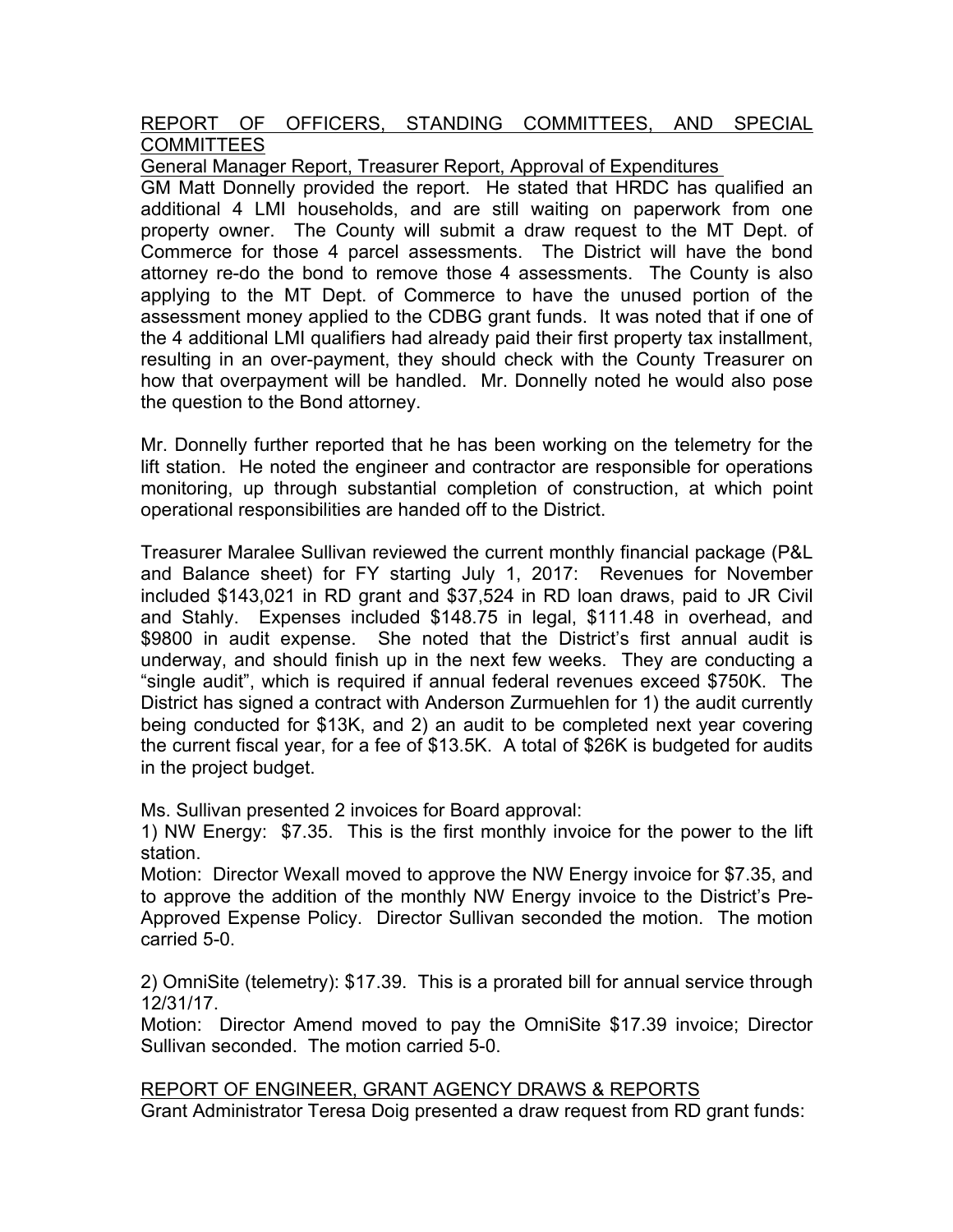REPORT OF OFFICERS, STANDING COMMITTEES, AND SPECIAL COMMITTEES

General Manager Report, Treasurer Report, Approval of Expenditures

GM Matt Donnelly provided the report. He stated that HRDC has qualified an additional 4 LMI households, and are still waiting on paperwork from one property owner. The County will submit a draw request to the MT Dept. of Commerce for those 4 parcel assessments. The District will have the bond attorney re-do the bond to remove those 4 assessments. The County is also applying to the MT Dept. of Commerce to have the unused portion of the assessment money applied to the CDBG grant funds. It was noted that if one of the 4 additional LMI qualifiers had already paid their first property tax installment, resulting in an over-payment, they should check with the County Treasurer on how that overpayment will be handled. Mr. Donnelly noted he would also pose the question to the Bond attorney.

Mr. Donnelly further reported that he has been working on the telemetry for the lift station. He noted the engineer and contractor are responsible for operations monitoring, up through substantial completion of construction, at which point operational responsibilities are handed off to the District.

Treasurer Maralee Sullivan reviewed the current monthly financial package (P&L and Balance sheet) for FY starting July 1, 2017: Revenues for November included $143,021 in RD grant and $37,524 in RD loan draws, paid to JR Civil and Stahly. Expenses included $148.75 in legal, $111.48 in overhead, and $9800 in audit expense. She noted that the District's first annual audit is underway, and should finish up in the next few weeks. They are conducting a "single audit", which is required if annual federal revenues exceed $750K. The District has signed a contract with Anderson Zurmuehlen for 1) the audit currently being conducted for $13K, and 2) an audit to be completed next year covering the current fiscal year, for a fee of $13.5K. A total of $26K is budgeted for audits in the project budget.

Ms. Sullivan presented 2 invoices for Board approval:

1) NW Energy: $7.35. This is the first monthly invoice for the power to the lift station.

Motion: Director Wexall moved to approve the NW Energy invoice for $7.35, and to approve the addition of the monthly NW Energy invoice to the District's Pre-Approved Expense Policy. Director Sullivan seconded the motion. The motion carried 5-0.

2) OmniSite (telemetry): $17.39. This is a prorated bill for annual service through 12/31/17.

Motion: Director Amend moved to pay the OmniSite $17.39 invoice; Director Sullivan seconded. The motion carried 5-0.

REPORT OF ENGINEER, GRANT AGENCY DRAWS & REPORTS

Grant Administrator Teresa Doig presented a draw request from RD grant funds: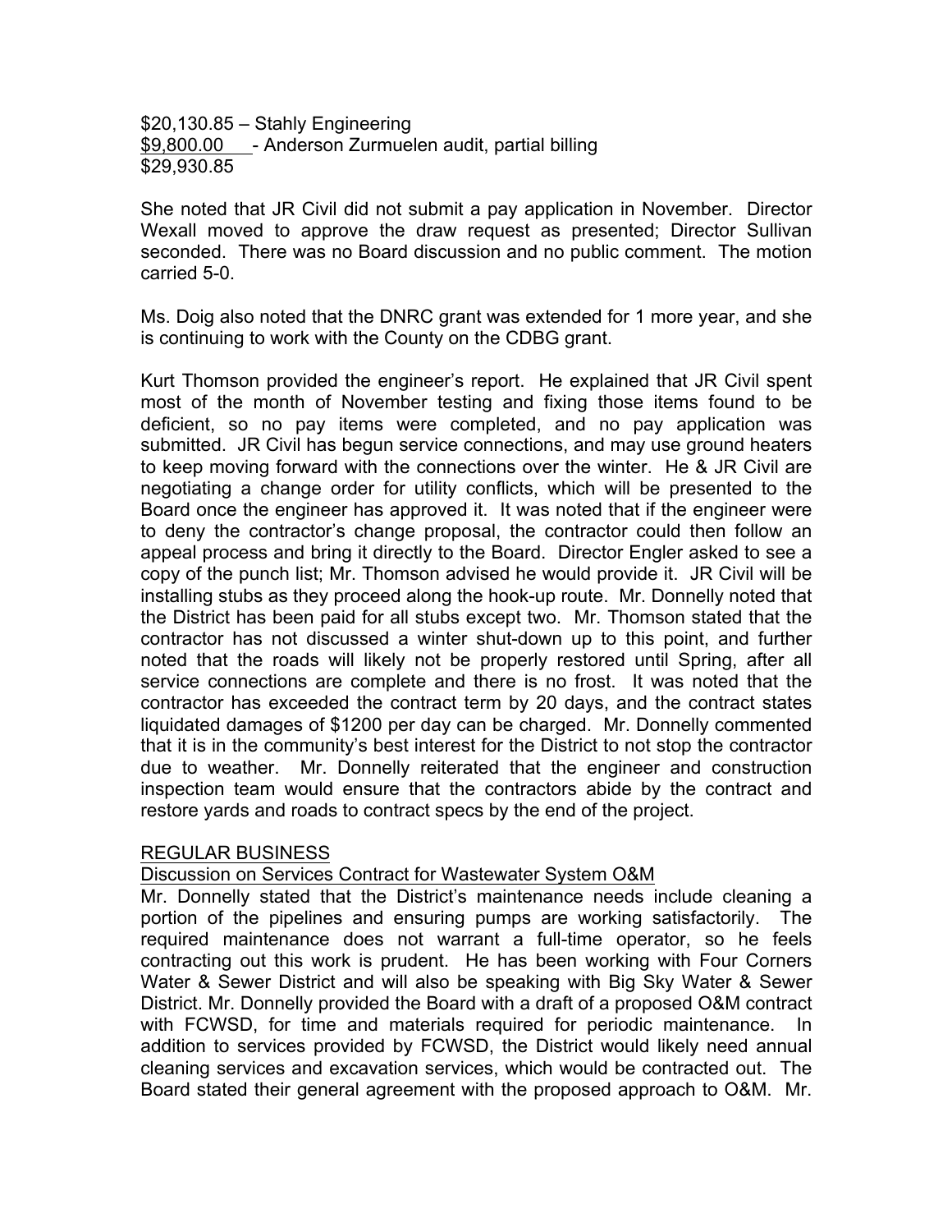$20,130.85 – Stahly Engineering
$9,800.00 - Anderson Zurmuelen audit, partial billing
$29,930.85

She noted that JR Civil did not submit a pay application in November. Director Wexall moved to approve the draw request as presented; Director Sullivan seconded. There was no Board discussion and no public comment. The motion carried 5-0.

Ms. Doig also noted that the DNRC grant was extended for 1 more year, and she is continuing to work with the County on the CDBG grant.

Kurt Thomson provided the engineer's report. He explained that JR Civil spent most of the month of November testing and fixing those items found to be deficient, so no pay items were completed, and no pay application was submitted. JR Civil has begun service connections, and may use ground heaters to keep moving forward with the connections over the winter. He & JR Civil are negotiating a change order for utility conflicts, which will be presented to the Board once the engineer has approved it. It was noted that if the engineer were to deny the contractor's change proposal, the contractor could then follow an appeal process and bring it directly to the Board. Director Engler asked to see a copy of the punch list; Mr. Thomson advised he would provide it. JR Civil will be installing stubs as they proceed along the hook-up route. Mr. Donnelly noted that the District has been paid for all stubs except two. Mr. Thomson stated that the contractor has not discussed a winter shut-down up to this point, and further noted that the roads will likely not be properly restored until Spring, after all service connections are complete and there is no frost. It was noted that the contractor has exceeded the contract term by 20 days, and the contract states liquidated damages of $1200 per day can be charged. Mr. Donnelly commented that it is in the community's best interest for the District to not stop the contractor due to weather. Mr. Donnelly reiterated that the engineer and construction inspection team would ensure that the contractors abide by the contract and restore yards and roads to contract specs by the end of the project.

## REGULAR BUSINESS

### Discussion on Services Contract for Wastewater System O&M

Mr. Donnelly stated that the District's maintenance needs include cleaning a portion of the pipelines and ensuring pumps are working satisfactorily. The required maintenance does not warrant a full-time operator, so he feels contracting out this work is prudent. He has been working with Four Corners Water & Sewer District and will also be speaking with Big Sky Water & Sewer District. Mr. Donnelly provided the Board with a draft of a proposed O&M contract with FCWSD, for time and materials required for periodic maintenance. In addition to services provided by FCWSD, the District would likely need annual cleaning services and excavation services, which would be contracted out. The Board stated their general agreement with the proposed approach to O&M. Mr.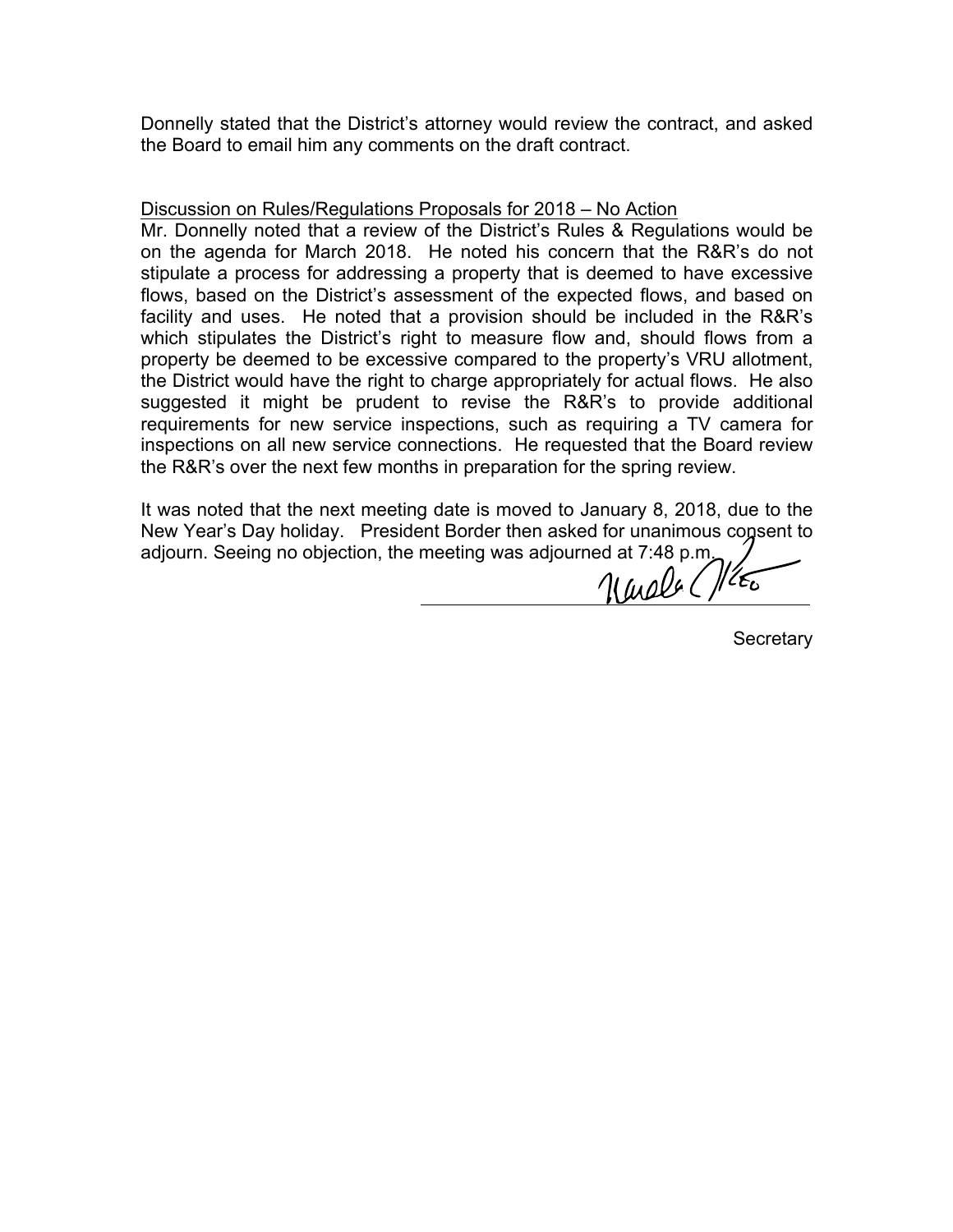Donnelly stated that the District's attorney would review the contract, and asked the Board to email him any comments on the draft contract.

Discussion on Rules/Regulations Proposals for 2018 – No Action

Mr. Donnelly noted that a review of the District's Rules & Regulations would be on the agenda for March 2018. He noted his concern that the R&R's do not stipulate a process for addressing a property that is deemed to have excessive flows, based on the District's assessment of the expected flows, and based on facility and uses. He noted that a provision should be included in the R&R's which stipulates the District's right to measure flow and, should flows from a property be deemed to be excessive compared to the property's VRU allotment, the District would have the right to charge appropriately for actual flows. He also suggested it might be prudent to revise the R&R's to provide additional requirements for new service inspections, such as requiring a TV camera for inspections on all new service connections. He requested that the Board review the R&R's over the next few months in preparation for the spring review.

It was noted that the next meeting date is moved to January 8, 2018, due to the New Year's Day holiday. President Border then asked for unanimous consent to adjourn. Seeing no objection, the meeting was adjourned at 7:48 p.m.

\_\_\_\_\_\_\_\_\_\_\_\_\_\_\_\_\_\_\_\_\_\_\_\_\_\_\_\_\_\_

Secretary